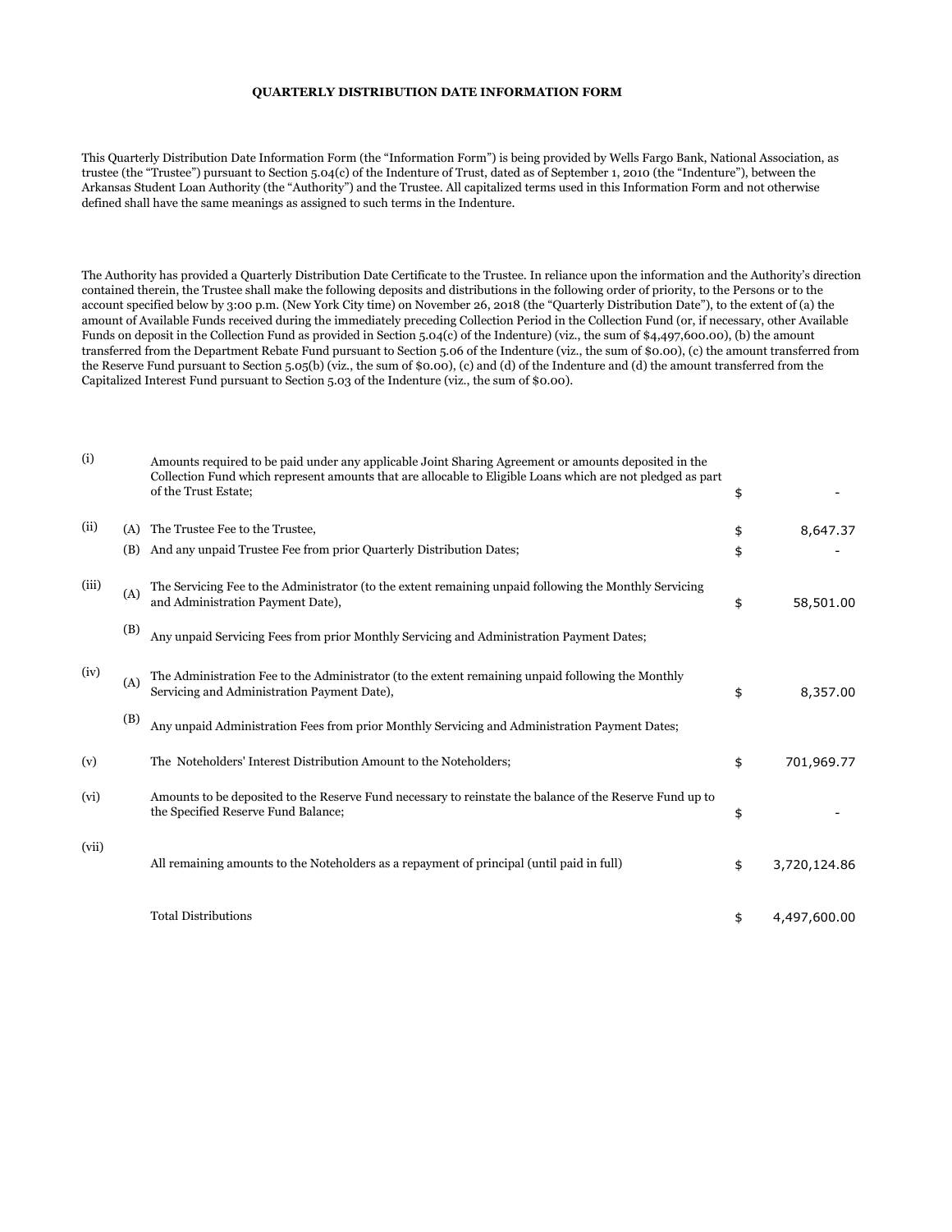# QUARTERLY DISTRIBUTION DATE INFORMATION FORM

This Quarterly Distribution Date Information Form (the "Information Form") is being provided by Wells Fargo Bank, National Association, as trustee (the "Trustee") pursuant to Section 5.04(c) of the Indenture of Trust, dated as of September 1, 2010 (the "Indenture"), between the Arkansas Student Loan Authority (the "Authority") and the Trustee. All capitalized terms used in this Information Form and not otherwise defined shall have the same meanings as assigned to such terms in the Indenture.

The Authority has provided a Quarterly Distribution Date Certificate to the Trustee. In reliance upon the information and the Authority's direction contained therein, the Trustee shall make the following deposits and distributions in the following order of priority, to the Persons or to the account specified below by 3:00 p.m. (New York City time) on November 26, 2018 (the "Quarterly Distribution Date"), to the extent of (a) the amount of Available Funds received during the immediately preceding Collection Period in the Collection Fund (or, if necessary, other Available Funds on deposit in the Collection Fund as provided in Section 5.04(c) of the Indenture) (viz., the sum of $4,497,600.00), (b) the amount transferred from the Department Rebate Fund pursuant to Section 5.06 of the Indenture (viz., the sum of $0.00), (c) the amount transferred from the Reserve Fund pursuant to Section 5.05(b) (viz., the sum of $0.00), (c) and (d) of the Indenture and (d) the amount transferred from the Capitalized Interest Fund pursuant to Section 5.03 of the Indenture (viz., the sum of $0.00).

| | | | | |
|---|---|---|---|---|
| (i) | | Amounts required to be paid under any applicable Joint Sharing Agreement or amounts deposited in the Collection Fund which represent amounts that are allocable to Eligible Loans which are not pledged as part of the Trust Estate; | $ | - |
| (ii) | (A) | The Trustee Fee to the Trustee, | $ | 8,647.37 |
| | (B) | And any unpaid Trustee Fee from prior Quarterly Distribution Dates; | $ | - |
| (iii) | (A) | The Servicing Fee to the Administrator (to the extent remaining unpaid following the Monthly Servicing and Administration Payment Date), | $ | 58,501.00 |
| | (B) | Any unpaid Servicing Fees from prior Monthly Servicing and Administration Payment Dates; | | |
| (iv) | (A) | The Administration Fee to the Administrator (to the extent remaining unpaid following the Monthly Servicing and Administration Payment Date), | $ | 8,357.00 |
| | (B) | Any unpaid Administration Fees from prior Monthly Servicing and Administration Payment Dates; | | |
| (v) | | The Noteholders' Interest Distribution Amount to the Noteholders; | $ | 701,969.77 |
| (vi) | | Amounts to be deposited to the Reserve Fund necessary to reinstate the balance of the Reserve Fund up to the Specified Reserve Fund Balance; | $ | - |
| (vii) | | All remaining amounts to the Noteholders as a repayment of principal (until paid in full) | $ | 3,720,124.86 |
| | | Total Distributions | $ | 4,497,600.00 |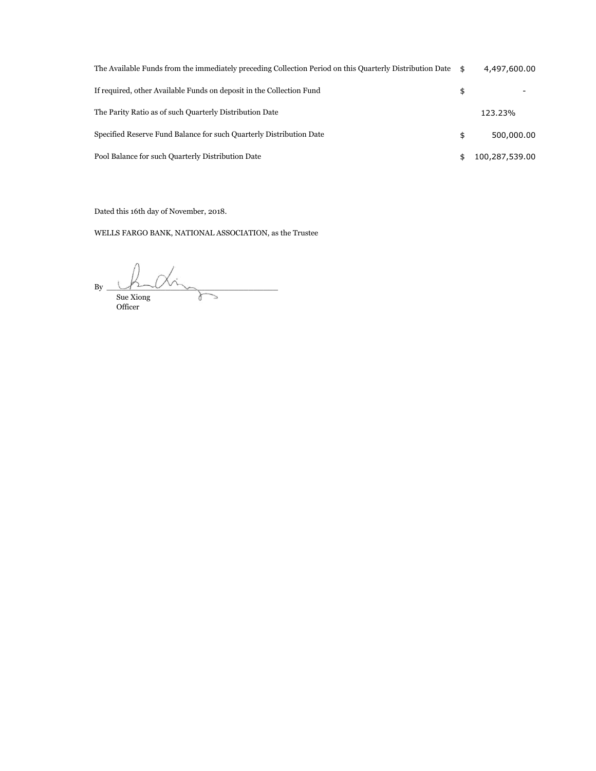| | | |
|---|---|---|
| The Available Funds from the immediately preceding Collection Period on this Quarterly Distribution Date | $ | 4,497,600.00 |
| If required, other Available Funds on deposit in the Collection Fund | $ | - |
| The Parity Ratio as of such Quarterly Distribution Date | | 123.23% |
| Specified Reserve Fund Balance for such Quarterly Distribution Date | $ | 500,000.00 |
| Pool Balance for such Quarterly Distribution Date | $ | 100,287,539.00 |

Dated this 16th day of November, 2018.

WELLS FARGO BANK, NATIONAL ASSOCIATION, as the Trustee

By \_\_\_\_\_\_\_\_\_\_\_\_\_\_\_\_\_\_\_\_\_\_\_\_\_\_\_\_\_\_

Sue Xiong
Officer